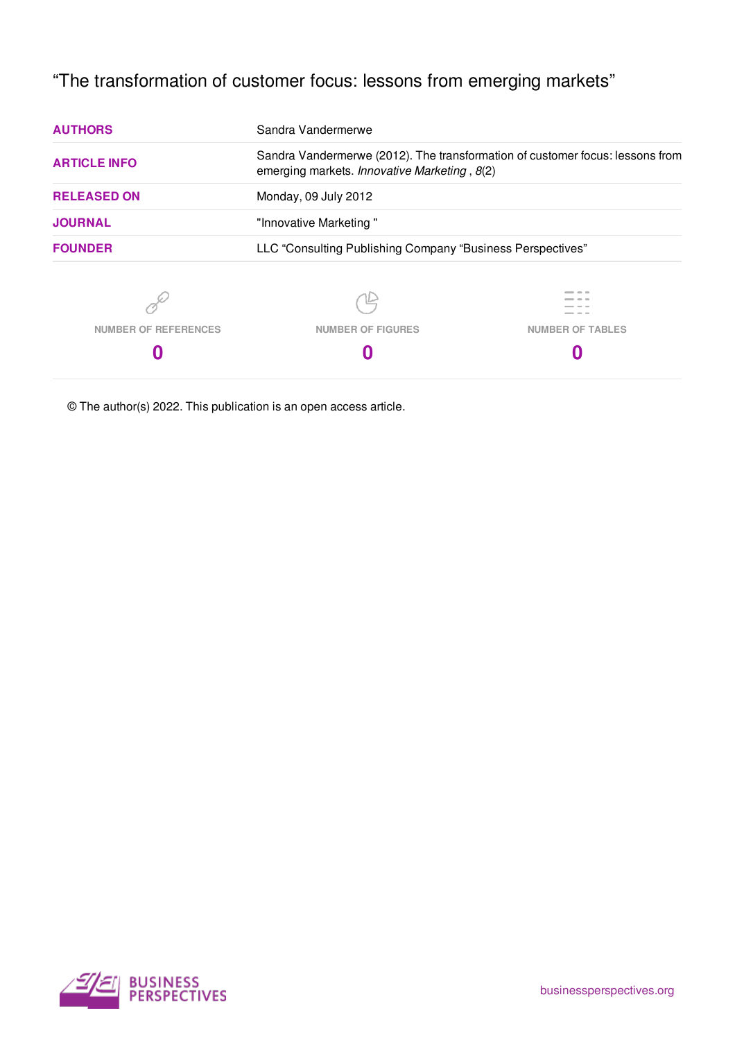# "The transformation of customer focus: lessons from emerging markets"

| | |
|---|---|
| **AUTHORS** | Sandra Vandermerwe |
| **ARTICLE INFO** | Sandra Vandermerwe (2012). The transformation of customer focus: lessons from emerging markets. *Innovative Marketing* , *8*(2) |
| **RELEASED ON** | Monday, 09 July 2012 |
| **JOURNAL** | "Innovative Marketing " |
| **FOUNDER** | LLC "Consulting Publishing Company "Business Perspectives" |

| NUMBER OF REFERENCES | NUMBER OF FIGURES | NUMBER OF TABLES |
|---|---|---|
| **0** | **0** | **0** |

© The author(s) 2022. This publication is an open access article.

BUSINESS PERSPECTIVES

businessperspectives.org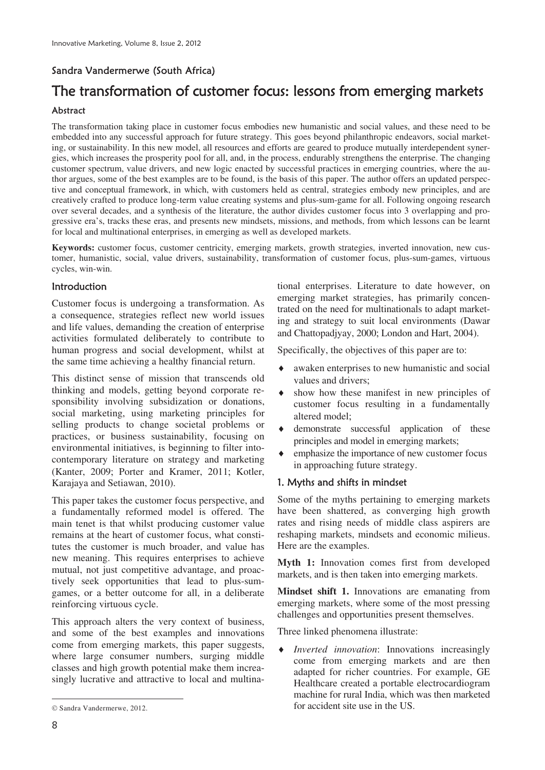Sandra Vandermerwe (South Africa)

# The transformation of customer focus: lessons from emerging markets

### Abstract

The transformation taking place in customer focus embodies new humanistic and social values, and these need to be embedded into any successful approach for future strategy. This goes beyond philanthropic endeavors, social marketing, or sustainability. In this new model, all resources and efforts are geared to produce mutually interdependent synergies, which increases the prosperity pool for all, and, in the process, endurably strengthens the enterprise. The changing customer spectrum, value drivers, and new logic enacted by successful practices in emerging countries, where the author argues, some of the best examples are to be found, is the basis of this paper. The author offers an updated perspective and conceptual framework, in which, with customers held as central, strategies embody new principles, and are creatively crafted to produce long-term value creating systems and plus-sum-game for all. Following ongoing research over several decades, and a synthesis of the literature, the author divides customer focus into 3 overlapping and progressive era's, tracks these eras, and presents new mindsets, missions, and methods, from which lessons can be learnt for local and multinational enterprises, in emerging as well as developed markets.

**Keywords:** customer focus, customer centricity, emerging markets, growth strategies, inverted innovation, new customer, humanistic, social, value drivers, sustainability, transformation of customer focus, plus-sum-games, virtuous cycles, win-win.

## Introduction

Customer focus is undergoing a transformation. As a consequence, strategies reflect new world issues and life values, demanding the creation of enterprise activities formulated deliberately to contribute to human progress and social development, whilst at the same time achieving a healthy financial return.

This distinct sense of mission that transcends old thinking and models, getting beyond corporate responsibility involving subsidization or donations, social marketing, using marketing principles for selling products to change societal problems or practices, or business sustainability, focusing on environmental initiatives, is beginning to filter into contemporary literature on strategy and marketing (Kanter, 2009; Porter and Kramer, 2011; Kotler, Karajaya and Setiawan, 2010).

This paper takes the customer focus perspective, and a fundamentally reformed model is offered. The main tenet is that whilst producing customer value remains at the heart of customer focus, what constitutes the customer is much broader, and value has new meaning. This requires enterprises to achieve mutual, not just competitive advantage, and proactively seek opportunities that lead to plus-sum-games, or a better outcome for all, in a deliberate reinforcing virtuous cycle.

This approach alters the very context of business, and some of the best examples and innovations come from emerging markets, this paper suggests, where large consumer numbers, surging middle classes and high growth potential make them increasingly lucrative and attractive to local and multinational enterprises. Literature to date however, on emerging market strategies, has primarily concentrated on the need for multinationals to adapt marketing and strategy to suit local environments (Dawar and Chattopadjyay, 2000; London and Hart, 2004).

Specifically, the objectives of this paper are to:

- awaken enterprises to new humanistic and social values and drivers;
- show how these manifest in new principles of customer focus resulting in a fundamentally altered model;
- demonstrate successful application of these principles and model in emerging markets;
- emphasize the importance of new customer focus in approaching future strategy.

## 1. Myths and shifts in mindset

Some of the myths pertaining to emerging markets have been shattered, as converging high growth rates and rising needs of middle class aspirers are reshaping markets, mindsets and economic milieus. Here are the examples.

**Myth 1:** Innovation comes first from developed markets, and is then taken into emerging markets.

**Mindset shift 1.** Innovations are emanating from emerging markets, where some of the most pressing challenges and opportunities present themselves.

Three linked phenomena illustrate:

- *Inverted innovation*: Innovations increasingly come from emerging markets and are then adapted for richer countries. For example, GE Healthcare created a portable electrocardiogram machine for rural India, which was then marketed for accident site use in the US.

© Sandra Vandermerwe, 2012.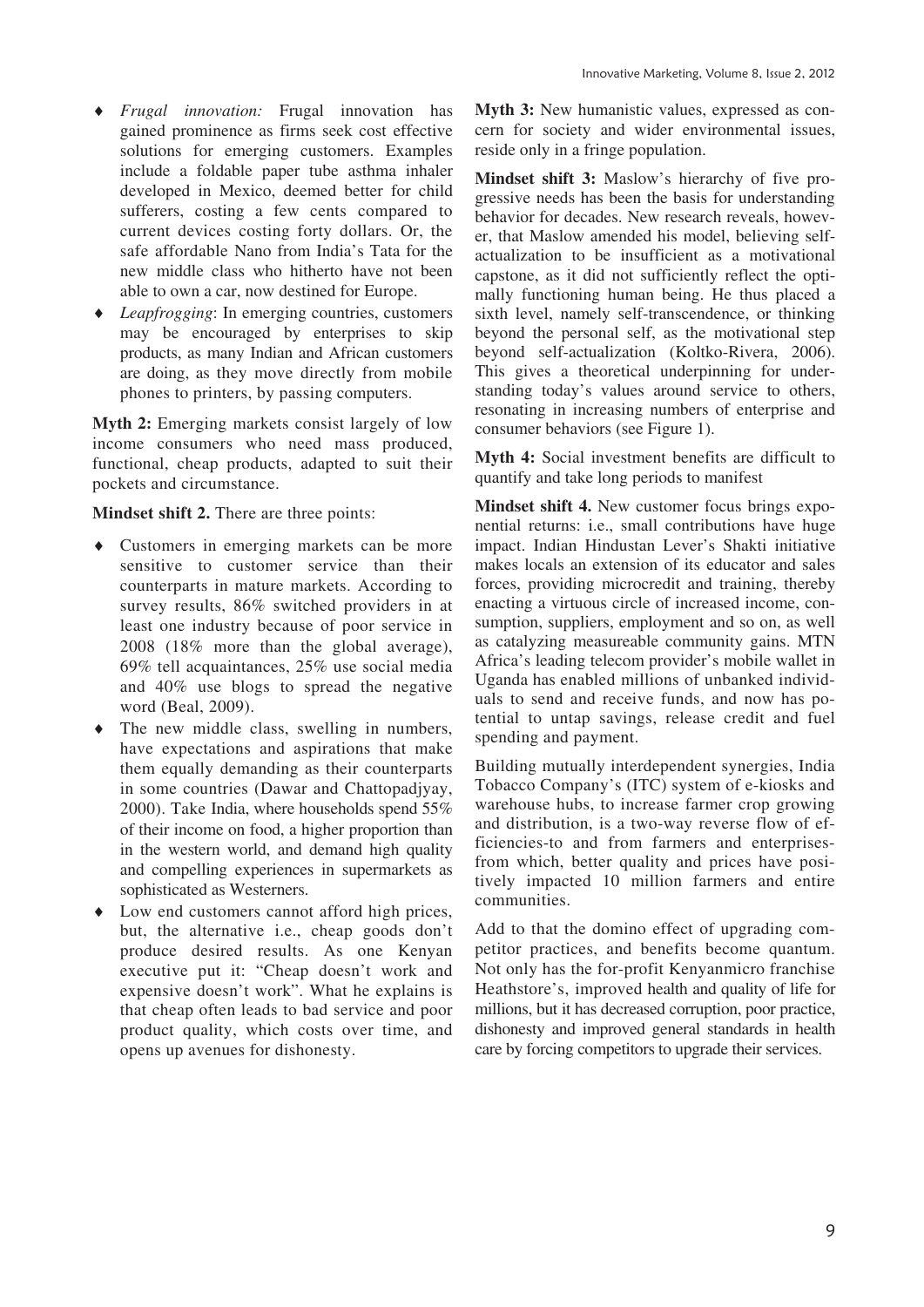- *Frugal innovation:* Frugal innovation has gained prominence as firms seek cost effective solutions for emerging customers. Examples include a foldable paper tube asthma inhaler developed in Mexico, deemed better for child sufferers, costing a few cents compared to current devices costing forty dollars. Or, the safe affordable Nano from India's Tata for the new middle class who hitherto have not been able to own a car, now destined for Europe.
- *Leapfrogging*: In emerging countries, customers may be encouraged by enterprises to skip products, as many Indian and African customers are doing, as they move directly from mobile phones to printers, by passing computers.

**Myth 2:** Emerging markets consist largely of low income consumers who need mass produced, functional, cheap products, adapted to suit their pockets and circumstance.

**Mindset shift 2.** There are three points:

- Customers in emerging markets can be more sensitive to customer service than their counterparts in mature markets. According to survey results, 86% switched providers in at least one industry because of poor service in 2008 (18% more than the global average), 69% tell acquaintances, 25% use social media and 40% use blogs to spread the negative word (Beal, 2009).
- The new middle class, swelling in numbers, have expectations and aspirations that make them equally demanding as their counterparts in some countries (Dawar and Chattopadjyay, 2000). Take India, where households spend 55% of their income on food, a higher proportion than in the western world, and demand high quality and compelling experiences in supermarkets as sophisticated as Westerners.
- Low end customers cannot afford high prices, but, the alternative i.e., cheap goods don't produce desired results. As one Kenyan executive put it: "Cheap doesn't work and expensive doesn't work". What he explains is that cheap often leads to bad service and poor product quality, which costs over time, and opens up avenues for dishonesty.

**Myth 3:** New humanistic values, expressed as concern for society and wider environmental issues, reside only in a fringe population.

**Mindset shift 3:** Maslow's hierarchy of five progressive needs has been the basis for understanding behavior for decades. New research reveals, however, that Maslow amended his model, believing self-actualization to be insufficient as a motivational capstone, as it did not sufficiently reflect the optimally functioning human being. He thus placed a sixth level, namely self-transcendence, or thinking beyond the personal self, as the motivational step beyond self-actualization (Koltko-Rivera, 2006). This gives a theoretical underpinning for understanding today's values around service to others, resonating in increasing numbers of enterprise and consumer behaviors (see Figure 1).

**Myth 4:** Social investment benefits are difficult to quantify and take long periods to manifest

**Mindset shift 4.** New customer focus brings exponential returns: i.e., small contributions have huge impact. Indian Hindustan Lever's Shakti initiative makes locals an extension of its educator and sales forces, providing microcredit and training, thereby enacting a virtuous circle of increased income, consumption, suppliers, employment and so on, as well as catalyzing measureable community gains. MTN Africa's leading telecom provider's mobile wallet in Uganda has enabled millions of unbanked individuals to send and receive funds, and now has potential to untap savings, release credit and fuel spending and payment.

Building mutually interdependent synergies, India Tobacco Company's (ITC) system of e-kiosks and warehouse hubs, to increase farmer crop growing and distribution, is a two-way reverse flow of efficiencies-to and from farmers and enterprises-from which, better quality and prices have positively impacted 10 million farmers and entire communities.

Add to that the domino effect of upgrading competitor practices, and benefits become quantum. Not only has the for-profit Kenyanmicro franchise Heathstore's, improved health and quality of life for millions, but it has decreased corruption, poor practice, dishonesty and improved general standards in health care by forcing competitors to upgrade their services.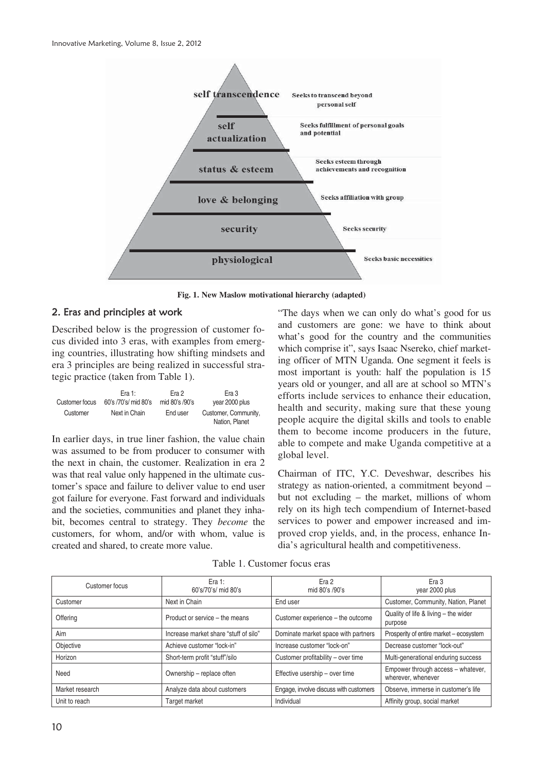Fig. 1. New Maslow motivational hierarchy (adapted)

## 2. Eras and principles at work

Described below is the progression of customer focus divided into 3 eras, with examples from emerging countries, illustrating how shifting mindsets and era 3 principles are being realized in successful strategic practice (taken from Table 1).

| Customer focus | Era 1: 60's /70's/ mid 80's | Era 2 mid 80's /90's | Era 3 year 2000 plus |
|---|---|---|---|
| Customer | Next in Chain | End user | Customer, Community, Nation, Planet |

In earlier days, in true liner fashion, the value chain was assumed to be from producer to consumer with the next in chain, the customer. Realization in era 2 was that real value only happened in the ultimate customer's space and failure to deliver value to end user got failure for everyone. Fast forward and individuals and the societies, communities and planet they inhabit, becomes central to strategy. They *become* the customers, for whom, and/or with whom, value is created and shared, to create more value.

"The days when we can only do what's good for us and customers are gone: we have to think about what's good for the country and the communities which comprise it", says Isaac Nsereko, chief marketing officer of MTN Uganda. One segment it feels is most important is youth: half the population is 15 years old or younger, and all are at school so MTN's efforts include services to enhance their education, health and security, making sure that these young people acquire the digital skills and tools to enable them to become income producers in the future, able to compete and make Uganda competitive at a global level.

Chairman of ITC, Y.C. Deveshwar, describes his strategy as nation-oriented, a commitment beyond – but not excluding – the market, millions of whom rely on its high tech compendium of Internet-based services to power and empower increased and improved crop yields, and, in the process, enhance India's agricultural health and competitiveness.

Table 1. Customer focus eras

| Customer focus | Era 1: 60's/70's/ mid 80's | Era 2 mid 80's /90's | Era 3 year 2000 plus |
|---|---|---|---|
| Customer | Next in Chain | End user | Customer, Community, Nation, Planet |
| Offering | Product or service – the means | Customer experience – the outcome | Quality of life & living – the wider purpose |
| Aim | Increase market share "stuff of silo" | Dominate market space with partners | Prosperity of entire market – ecosystem |
| Objective | Achieve customer "lock-in" | Increase customer "lock-on" | Decrease customer "lock-out" |
| Horizon | Short-term profit "stuff"/silo | Customer profitability – over time | Multi-generational enduring success |
| Need | Ownership – replace often | Effective usership – over time | Empower through access – whatever, wherever, whenever |
| Market research | Analyze data about customers | Engage, involve discuss with customers | Observe, immerse in customer's life |
| Unit to reach | Target market | Individual | Affinity group, social market |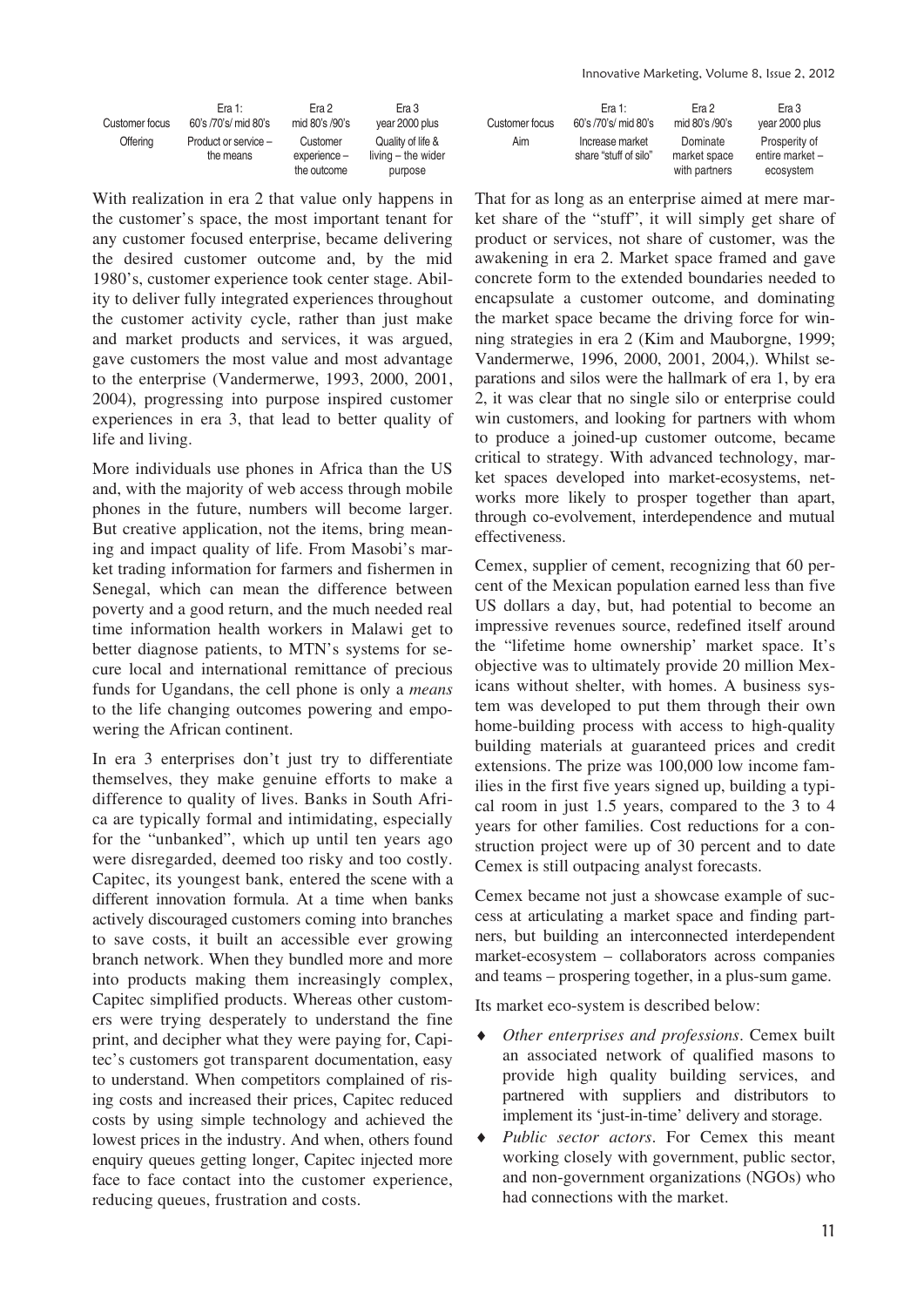| Customer focus | Era 1: 60's /70's/ mid 80's | Era 2 mid 80's /90's | Era 3 year 2000 plus |
|---|---|---|---|
| Offering | Product or service – the means | Customer experience – the outcome | Quality of life & living – the wider purpose |

With realization in era 2 that value only happens in the customer's space, the most important tenant for any customer focused enterprise, became delivering the desired customer outcome and, by the mid 1980's, customer experience took center stage. Ability to deliver fully integrated experiences throughout the customer activity cycle, rather than just make and market products and services, it was argued, gave customers the most value and most advantage to the enterprise (Vandermerwe, 1993, 2000, 2001, 2004), progressing into purpose inspired customer experiences in era 3, that lead to better quality of life and living.

More individuals use phones in Africa than the US and, with the majority of web access through mobile phones in the future, numbers will become larger. But creative application, not the items, bring meaning and impact quality of life. From Masobi's market trading information for farmers and fishermen in Senegal, which can mean the difference between poverty and a good return, and the much needed real time information health workers in Malawi get to better diagnose patients, to MTN's systems for secure local and international remittance of precious funds for Ugandans, the cell phone is only a *means* to the life changing outcomes powering and empowering the African continent.

In era 3 enterprises don't just try to differentiate themselves, they make genuine efforts to make a difference to quality of lives. Banks in South Africa are typically formal and intimidating, especially for the "unbanked", which up until ten years ago were disregarded, deemed too risky and too costly. Capitec, its youngest bank, entered the scene with a different innovation formula. At a time when banks actively discouraged customers coming into branches to save costs, it built an accessible ever growing branch network. When they bundled more and more into products making them increasingly complex, Capitec simplified products. Whereas other customers were trying desperately to understand the fine print, and decipher what they were paying for, Capitec's customers got transparent documentation, easy to understand. When competitors complained of rising costs and increased their prices, Capitec reduced costs by using simple technology and achieved the lowest prices in the industry. And when, others found enquiry queues getting longer, Capitec injected more face to face contact into the customer experience, reducing queues, frustration and costs.

| Customer focus | Era 1: 60's /70's/ mid 80's | Era 2 mid 80's /90's | Era 3 year 2000 plus |
|---|---|---|---|
| Aim | Increase market share "stuff of silo" | Dominate market space with partners | Prosperity of entire market – ecosystem |

That for as long as an enterprise aimed at mere market share of the "stuff", it will simply get share of product or services, not share of customer, was the awakening in era 2. Market space framed and gave concrete form to the extended boundaries needed to encapsulate a customer outcome, and dominating the market space became the driving force for winning strategies in era 2 (Kim and Mauborgne, 1999; Vandermerwe, 1996, 2000, 2001, 2004,). Whilst separations and silos were the hallmark of era 1, by era 2, it was clear that no single silo or enterprise could win customers, and looking for partners with whom to produce a joined-up customer outcome, became critical to strategy. With advanced technology, market spaces developed into market-ecosystems, networks more likely to prosper together than apart, through co-evolvement, interdependence and mutual effectiveness.

Cemex, supplier of cement, recognizing that 60 percent of the Mexican population earned less than five US dollars a day, but, had potential to become an impressive revenues source, redefined itself around the "lifetime home ownership' market space. It's objective was to ultimately provide 20 million Mexicans without shelter, with homes. A business system was developed to put them through their own home-building process with access to high-quality building materials at guaranteed prices and credit extensions. The prize was 100,000 low income families in the first five years signed up, building a typical room in just 1.5 years, compared to the 3 to 4 years for other families. Cost reductions for a construction project were up of 30 percent and to date Cemex is still outpacing analyst forecasts.

Cemex became not just a showcase example of success at articulating a market space and finding partners, but building an interconnected interdependent market-ecosystem – collaborators across companies and teams – prospering together, in a plus-sum game.

Its market eco-system is described below:

- *Other enterprises and professions*. Cemex built an associated network of qualified masons to provide high quality building services, and partnered with suppliers and distributors to implement its 'just-in-time' delivery and storage.
- *Public sector actors*. For Cemex this meant working closely with government, public sector, and non-government organizations (NGOs) who had connections with the market.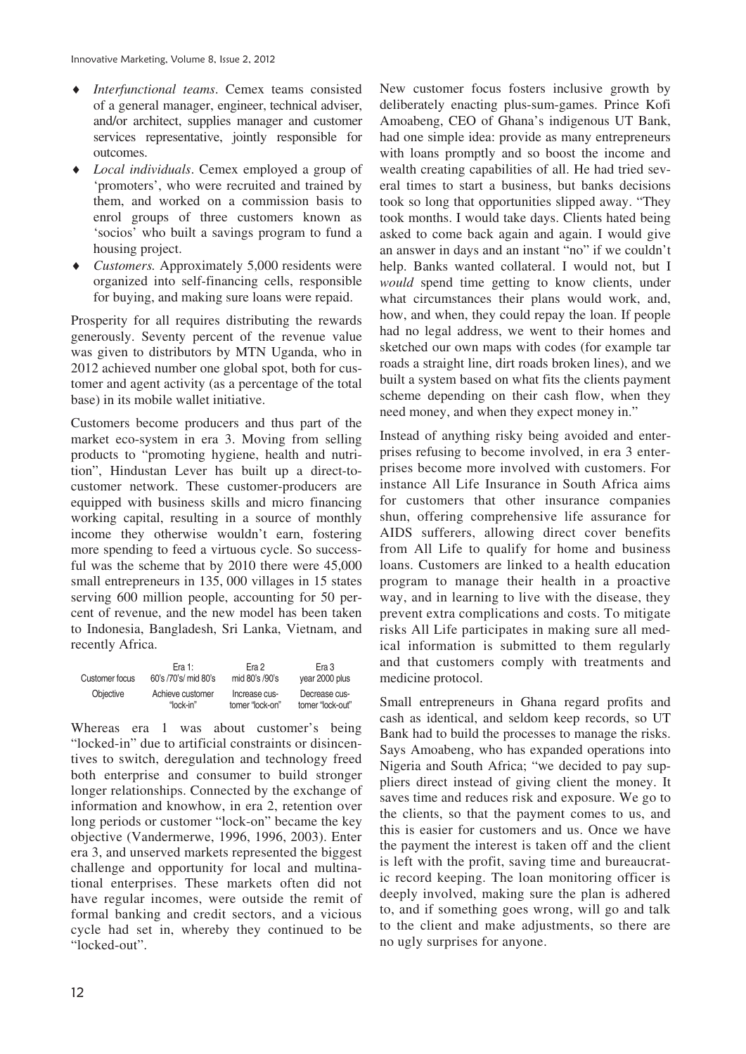- *Interfunctional teams*. Cemex teams consisted of a general manager, engineer, technical adviser, and/or architect, supplies manager and customer services representative, jointly responsible for outcomes.
- *Local individuals*. Cemex employed a group of 'promoters', who were recruited and trained by them, and worked on a commission basis to enrol groups of three customers known as 'socios' who built a savings program to fund a housing project.
- *Customers.* Approximately 5,000 residents were organized into self-financing cells, responsible for buying, and making sure loans were repaid.

Prosperity for all requires distributing the rewards generously. Seventy percent of the revenue value was given to distributors by MTN Uganda, who in 2012 achieved number one global spot, both for customer and agent activity (as a percentage of the total base) in its mobile wallet initiative.

Customers become producers and thus part of the market eco-system in era 3. Moving from selling products to "promoting hygiene, health and nutrition", Hindustan Lever has built up a direct-to-customer network. These customer-producers are equipped with business skills and micro financing working capital, resulting in a source of monthly income they otherwise wouldn't earn, fostering more spending to feed a virtuous cycle. So successful was the scheme that by 2010 there were 45,000 small entrepreneurs in 135, 000 villages in 15 states serving 600 million people, accounting for 50 percent of revenue, and the new model has been taken to Indonesia, Bangladesh, Sri Lanka, Vietnam, and recently Africa.

| Customer focus | Era 1: 60's /70's/ mid 80's | Era 2 mid 80's /90's | Era 3 year 2000 plus |
|---|---|---|---|
| Objective | Achieve customer "lock-in" | Increase customer "lock-on" | Decrease customer "lock-out" |

Whereas era 1 was about customer's being "locked-in" due to artificial constraints or disincentives to switch, deregulation and technology freed both enterprise and consumer to build stronger longer relationships. Connected by the exchange of information and knowhow, in era 2, retention over long periods or customer "lock-on" became the key objective (Vandermerwe, 1996, 1996, 2003). Enter era 3, and unserved markets represented the biggest challenge and opportunity for local and multinational enterprises. These markets often did not have regular incomes, were outside the remit of formal banking and credit sectors, and a vicious cycle had set in, whereby they continued to be "locked-out".

New customer focus fosters inclusive growth by deliberately enacting plus-sum-games. Prince Kofi Amoabeng, CEO of Ghana's indigenous UT Bank, had one simple idea: provide as many entrepreneurs with loans promptly and so boost the income and wealth creating capabilities of all. He had tried several times to start a business, but banks decisions took so long that opportunities slipped away. "They took months. I would take days. Clients hated being asked to come back again and again. I would give an answer in days and an instant "no" if we couldn't help. Banks wanted collateral. I would not, but I *would* spend time getting to know clients, under what circumstances their plans would work, and, how, and when, they could repay the loan. If people had no legal address, we went to their homes and sketched our own maps with codes (for example tar roads a straight line, dirt roads broken lines), and we built a system based on what fits the clients payment scheme depending on their cash flow, when they need money, and when they expect money in."

Instead of anything risky being avoided and enterprises refusing to become involved, in era 3 enterprises become more involved with customers. For instance All Life Insurance in South Africa aims for customers that other insurance companies shun, offering comprehensive life assurance for AIDS sufferers, allowing direct cover benefits from All Life to qualify for home and business loans. Customers are linked to a health education program to manage their health in a proactive way, and in learning to live with the disease, they prevent extra complications and costs. To mitigate risks All Life participates in making sure all medical information is submitted to them regularly and that customers comply with treatments and medicine protocol.

Small entrepreneurs in Ghana regard profits and cash as identical, and seldom keep records, so UT Bank had to build the processes to manage the risks. Says Amoabeng, who has expanded operations into Nigeria and South Africa; "we decided to pay suppliers direct instead of giving client the money. It saves time and reduces risk and exposure. We go to the clients, so that the payment comes to us, and this is easier for customers and us. Once we have the payment the interest is taken off and the client is left with the profit, saving time and bureaucratic record keeping. The loan monitoring officer is deeply involved, making sure the plan is adhered to, and if something goes wrong, will go and talk to the client and make adjustments, so there are no ugly surprises for anyone.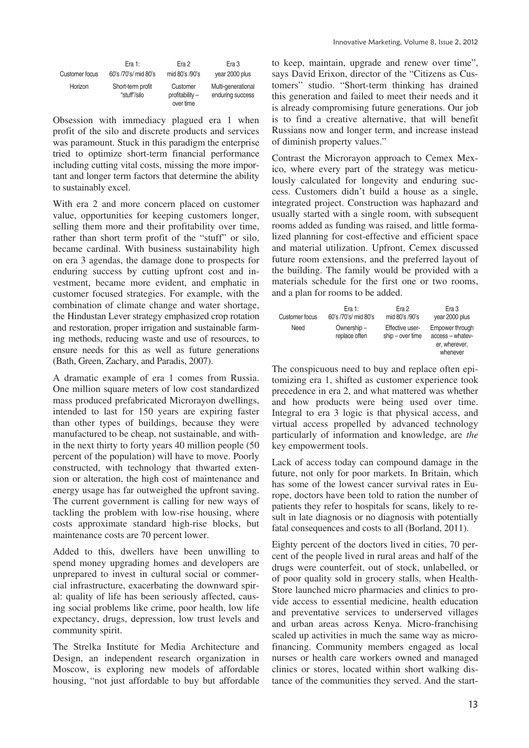| Customer focus | Era 1: 60's /70's/ mid 80's | Era 2 mid 80's /90's | Era 3 year 2000 plus |
|---|---|---|---|
| Horizon | Short-term profit "stuff"/silo | Customer profitability – over time | Multi-generational enduring success |

Obsession with immediacy plagued era 1 when profit of the silo and discrete products and services was paramount. Stuck in this paradigm the enterprise tried to optimize short-term financial performance including cutting vital costs, missing the more important and longer term factors that determine the ability to sustainably excel.

With era 2 and more concern placed on customer value, opportunities for keeping customers longer, selling them more and their profitability over time, rather than short term profit of the "stuff" or silo, became cardinal. With business sustainability high on era 3 agendas, the damage done to prospects for enduring success by cutting upfront cost and investment, became more evident, and emphatic in customer focused strategies. For example, with the combination of climate change and water shortage, the Hindustan Lever strategy emphasized crop rotation and restoration, proper irrigation and sustainable farming methods, reducing waste and use of resources, to ensure needs for this as well as future generations (Bath, Green, Zachary, and Paradis, 2007).

A dramatic example of era 1 comes from Russia. One million square meters of low cost standardized mass produced prefabricated Microrayon dwellings, intended to last for 150 years are expiring faster than other types of buildings, because they were manufactured to be cheap, not sustainable, and within the next thirty to forty years 40 million people (50 percent of the population) will have to move. Poorly constructed, with technology that thwarted extension or alteration, the high cost of maintenance and energy usage has far outweighed the upfront saving. The current government is calling for new ways of tackling the problem with low-rise housing, where costs approximate standard high-rise blocks, but maintenance costs are 70 percent lower.

Added to this, dwellers have been unwilling to spend money upgrading homes and developers are unprepared to invest in cultural social or commercial infrastructure, exacerbating the downward spiral: quality of life has been seriously affected, causing social problems like crime, poor health, low life expectancy, drugs, depression, low trust levels and community spirit.

The Strelka Institute for Media Architecture and Design, an independent research organization in Moscow, is exploring new models of affordable housing, "not just affordable to buy but affordable to keep, maintain, upgrade and renew over time", says David Erixon, director of the "Citizens as Customers" studio. "Short-term thinking has drained this generation and failed to meet their needs and it is already compromising future generations. Our job is to find a creative alternative, that will benefit Russians now and longer term, and increase instead of diminish property values."

Contrast the Microrayon approach to Cemex Mexico, where every part of the strategy was meticulously calculated for longevity and enduring success. Customers didn't build a house as a single, integrated project. Construction was haphazard and usually started with a single room, with subsequent rooms added as funding was raised, and little formalized planning for cost-effective and efficient space and material utilization. Upfront, Cemex discussed future room extensions, and the preferred layout of the building. The family would be provided with a materials schedule for the first one or two rooms, and a plan for rooms to be added.

| Customer focus | Era 1: 60's /70's/ mid 80's | Era 2 mid 80's /90's | Era 3 year 2000 plus |
|---|---|---|---|
| Need | Ownership – replace often | Effective usership – over time | Empower through access – whatever, wherever, whenever |

The conspicuous need to buy and replace often epitomizing era 1, shifted as customer experience took precedence in era 2, and what mattered was whether and how products were being used over time. Integral to era 3 logic is that physical access, and virtual access propelled by advanced technology particularly of information and knowledge, are *the* key empowerment tools.

Lack of access today can compound damage in the future, not only for poor markets. In Britain, which has some of the lowest cancer survival rates in Europe, doctors have been told to ration the number of patients they refer to hospitals for scans, likely to result in late diagnosis or no diagnosis with potentially fatal consequences and costs to all (Borland, 2011).

Eighty percent of the doctors lived in cities, 70 percent of the people lived in rural areas and half of the drugs were counterfeit, out of stock, unlabelled, or of poor quality sold in grocery stalls, when HealthStore launched micro pharmacies and clinics to provide access to essential medicine, health education and preventative services to underserved villages and urban areas across Kenya. Micro-franchising scaled up activities in much the same way as microfinancing. Community members engaged as local nurses or health care workers owned and managed clinics or stores, located within short walking distance of the communities they served. And the start-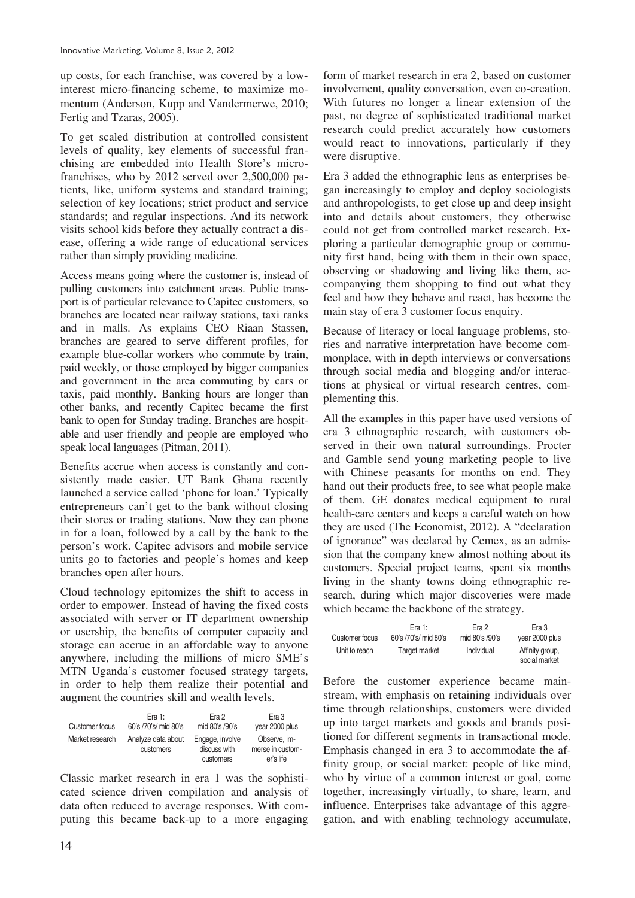up costs, for each franchise, was covered by a low-interest micro-financing scheme, to maximize momentum (Anderson, Kupp and Vandermerwe, 2010; Fertig and Tzaras, 2005).

To get scaled distribution at controlled consistent levels of quality, key elements of successful franchising are embedded into Health Store's micro-franchises, who by 2012 served over 2,500,000 patients, like, uniform systems and standard training; selection of key locations; strict product and service standards; and regular inspections. And its network visits school kids before they actually contract a disease, offering a wide range of educational services rather than simply providing medicine.

Access means going where the customer is, instead of pulling customers into catchment areas. Public transport is of particular relevance to Capitec customers, so branches are located near railway stations, taxi ranks and in malls. As explains CEO Riaan Stassen, branches are geared to serve different profiles, for example blue-collar workers who commute by train, paid weekly, or those employed by bigger companies and government in the area commuting by cars or taxis, paid monthly. Banking hours are longer than other banks, and recently Capitec became the first bank to open for Sunday trading. Branches are hospitable and user friendly and people are employed who speak local languages (Pitman, 2011).

Benefits accrue when access is constantly and consistently made easier. UT Bank Ghana recently launched a service called 'phone for loan.' Typically entrepreneurs can't get to the bank without closing their stores or trading stations. Now they can phone in for a loan, followed by a call by the bank to the person's work. Capitec advisors and mobile service units go to factories and people's homes and keep branches open after hours.

Cloud technology epitomizes the shift to access in order to empower. Instead of having the fixed costs associated with server or IT department ownership or usership, the benefits of computer capacity and storage can accrue in an affordable way to anyone anywhere, including the millions of micro SME's MTN Uganda's customer focused strategy targets, in order to help them realize their potential and augment the countries skill and wealth levels.

| Customer focus | Era 1: 60's /70's/ mid 80's | Era 2 mid 80's /90's | Era 3 year 2000 plus |
|---|---|---|---|
| Market research | Analyze data about customers | Engage, involve discuss with customers | Observe, immerse in customer's life |

Classic market research in era 1 was the sophisticated science driven compilation and analysis of data often reduced to average responses. With computing this became back-up to a more engaging form of market research in era 2, based on customer involvement, quality conversation, even co-creation. With futures no longer a linear extension of the past, no degree of sophisticated traditional market research could predict accurately how customers would react to innovations, particularly if they were disruptive.

Era 3 added the ethnographic lens as enterprises began increasingly to employ and deploy sociologists and anthropologists, to get close up and deep insight into and details about customers, they otherwise could not get from controlled market research. Exploring a particular demographic group or community first hand, being with them in their own space, observing or shadowing and living like them, accompanying them shopping to find out what they feel and how they behave and react, has become the main stay of era 3 customer focus enquiry.

Because of literacy or local language problems, stories and narrative interpretation have become commonplace, with in depth interviews or conversations through social media and blogging and/or interactions at physical or virtual research centres, complementing this.

All the examples in this paper have used versions of era 3 ethnographic research, with customers observed in their own natural surroundings. Procter and Gamble send young marketing people to live with Chinese peasants for months on end. They hand out their products free, to see what people make of them. GE donates medical equipment to rural health-care centers and keeps a careful watch on how they are used (The Economist, 2012). A "declaration of ignorance" was declared by Cemex, as an admission that the company knew almost nothing about its customers. Special project teams, spent six months living in the shanty towns doing ethnographic research, during which major discoveries were made which became the backbone of the strategy.

| Customer focus | Era 1: 60's /70's/ mid 80's | Era 2 mid 80's /90's | Era 3 year 2000 plus |
|---|---|---|---|
| Unit to reach | Target market | Individual | Affinity group, social market |

Before the customer experience became mainstream, with emphasis on retaining individuals over time through relationships, customers were divided up into target markets and goods and brands positioned for different segments in transactional mode. Emphasis changed in era 3 to accommodate the affinity group, or social market: people of like mind, who by virtue of a common interest or goal, come together, increasingly virtually, to share, learn, and influence. Enterprises take advantage of this aggregation, and with enabling technology accumulate,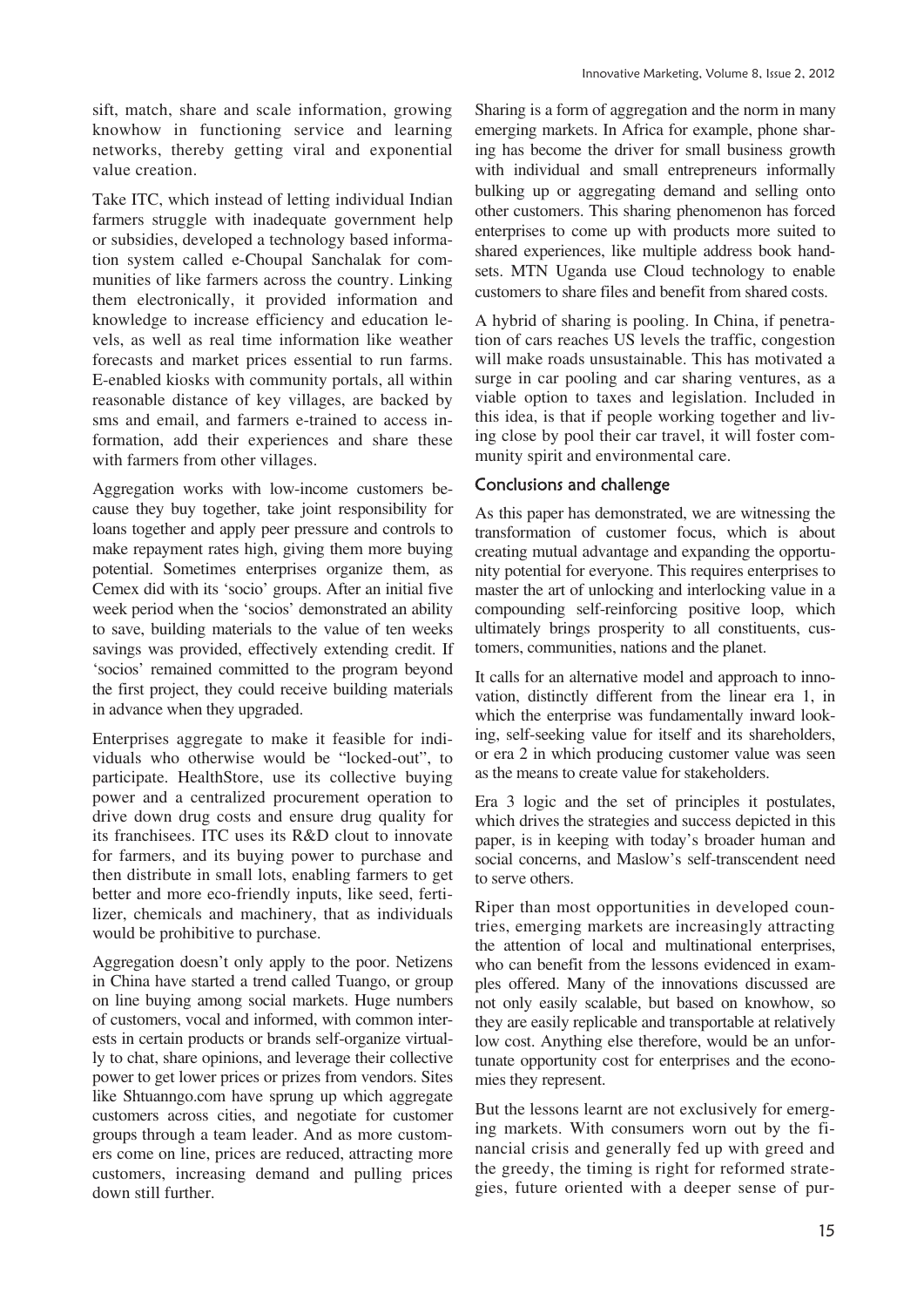sift, match, share and scale information, growing knowhow in functioning service and learning networks, thereby getting viral and exponential value creation.

Take ITC, which instead of letting individual Indian farmers struggle with inadequate government help or subsidies, developed a technology based information system called e-Choupal Sanchalak for communities of like farmers across the country. Linking them electronically, it provided information and knowledge to increase efficiency and education levels, as well as real time information like weather forecasts and market prices essential to run farms. E-enabled kiosks with community portals, all within reasonable distance of key villages, are backed by sms and email, and farmers e-trained to access information, add their experiences and share these with farmers from other villages.

Aggregation works with low-income customers because they buy together, take joint responsibility for loans together and apply peer pressure and controls to make repayment rates high, giving them more buying potential. Sometimes enterprises organize them, as Cemex did with its 'socio' groups. After an initial five week period when the 'socios' demonstrated an ability to save, building materials to the value of ten weeks savings was provided, effectively extending credit. If 'socios' remained committed to the program beyond the first project, they could receive building materials in advance when they upgraded.

Enterprises aggregate to make it feasible for individuals who otherwise would be "locked-out", to participate. HealthStore, use its collective buying power and a centralized procurement operation to drive down drug costs and ensure drug quality for its franchisees. ITC uses its R&D clout to innovate for farmers, and its buying power to purchase and then distribute in small lots, enabling farmers to get better and more eco-friendly inputs, like seed, fertilizer, chemicals and machinery, that as individuals would be prohibitive to purchase.

Aggregation doesn't only apply to the poor. Netizens in China have started a trend called Tuango, or group on line buying among social markets. Huge numbers of customers, vocal and informed, with common interests in certain products or brands self-organize virtually to chat, share opinions, and leverage their collective power to get lower prices or prizes from vendors. Sites like Shtuanngo.com have sprung up which aggregate customers across cities, and negotiate for customer groups through a team leader. And as more customers come on line, prices are reduced, attracting more customers, increasing demand and pulling prices down still further.

Sharing is a form of aggregation and the norm in many emerging markets. In Africa for example, phone sharing has become the driver for small business growth with individual and small entrepreneurs informally bulking up or aggregating demand and selling onto other customers. This sharing phenomenon has forced enterprises to come up with products more suited to shared experiences, like multiple address book handsets. MTN Uganda use Cloud technology to enable customers to share files and benefit from shared costs.

A hybrid of sharing is pooling. In China, if penetration of cars reaches US levels the traffic, congestion will make roads unsustainable. This has motivated a surge in car pooling and car sharing ventures, as a viable option to taxes and legislation. Included in this idea, is that if people working together and living close by pool their car travel, it will foster community spirit and environmental care.

## Conclusions and challenge

As this paper has demonstrated, we are witnessing the transformation of customer focus, which is about creating mutual advantage and expanding the opportunity potential for everyone. This requires enterprises to master the art of unlocking and interlocking value in a compounding self-reinforcing positive loop, which ultimately brings prosperity to all constituents, customers, communities, nations and the planet.

It calls for an alternative model and approach to innovation, distinctly different from the linear era 1, in which the enterprise was fundamentally inward looking, self-seeking value for itself and its shareholders, or era 2 in which producing customer value was seen as the means to create value for stakeholders.

Era 3 logic and the set of principles it postulates, which drives the strategies and success depicted in this paper, is in keeping with today's broader human and social concerns, and Maslow's self-transcendent need to serve others.

Riper than most opportunities in developed countries, emerging markets are increasingly attracting the attention of local and multinational enterprises, who can benefit from the lessons evidenced in examples offered. Many of the innovations discussed are not only easily scalable, but based on knowhow, so they are easily replicable and transportable at relatively low cost. Anything else therefore, would be an unfortunate opportunity cost for enterprises and the economies they represent.

But the lessons learnt are not exclusively for emerging markets. With consumers worn out by the financial crisis and generally fed up with greed and the greedy, the timing is right for reformed strategies, future oriented with a deeper sense of pur-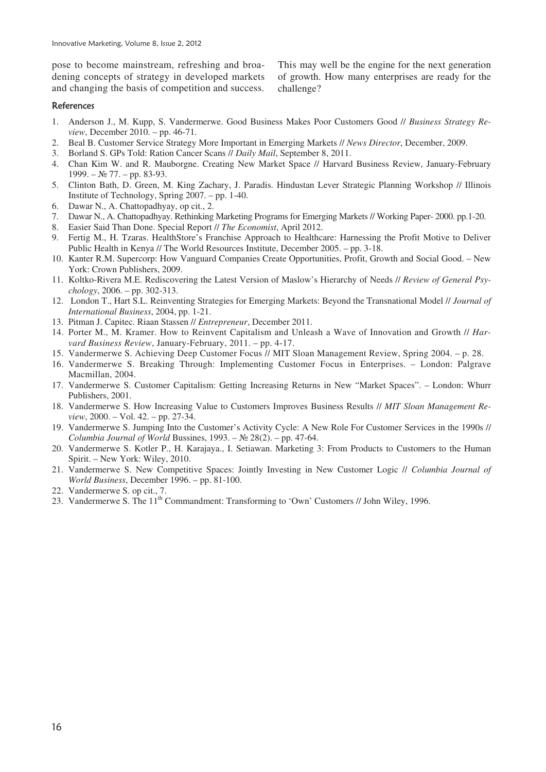pose to become mainstream, refreshing and broadening concepts of strategy in developed markets and changing the basis of competition and success. This may well be the engine for the next generation of growth. How many enterprises are ready for the challenge?

## References

1. Anderson J., M. Kupp, S. Vandermerwe. Good Business Makes Poor Customers Good // *Business Strategy Review*, December 2010. – pp. 46-71.
2. Beal B. Customer Service Strategy More Important in Emerging Markets // *News Director*, December, 2009.
3. Borland S. GPs Told: Ration Cancer Scans // *Daily Mail*, September 8, 2011.
4. Chan Kim W. and R. Mauborgne. Creating New Market Space // Harvard Business Review, January-February 1999. – № 77. – pp. 83-93.
5. Clinton Bath, D. Green, M. King Zachary, J. Paradis. Hindustan Lever Strategic Planning Workshop // Illinois Institute of Technology, Spring 2007. – pp. 1-40.
6. Dawar N., A. Chattopadhyay, op cit., 2.
7. Dawar N., A. Chattopadhyay. Rethinking Marketing Programs for Emerging Markets // Working Paper- 2000. pp.1-20.
8. Easier Said Than Done. Special Report // *The Economist*, April 2012.
9. Fertig M., H. Tzaras. HealthStore's Franchise Approach to Healthcare: Harnessing the Profit Motive to Deliver Public Health in Kenya // The World Resources Institute, December 2005. – pp. 3-18.
10. Kanter R.M. Supercorp: How Vanguard Companies Create Opportunities, Profit, Growth and Social Good. – New York: Crown Publishers, 2009.
11. Koltko-Rivera M.E. Rediscovering the Latest Version of Maslow's Hierarchy of Needs // *Review of General Psychology*, 2006. – pp. 302-313.
12. London T., Hart S.L. Reinventing Strategies for Emerging Markets: Beyond the Transnational Model // *Journal of International Business*, 2004, pp. 1-21.
13. Pitman J. Capitec. Riaan Stassen // *Entrepreneur*, December 2011.
14. Porter M., M. Kramer. How to Reinvent Capitalism and Unleash a Wave of Innovation and Growth // *Harvard Business Review*, January-February, 2011. – pp. 4-17.
15. Vandermerwe S. Achieving Deep Customer Focus // MIT Sloan Management Review, Spring 2004. – p. 28.
16. Vandermerwe S. Breaking Through: Implementing Customer Focus in Enterprises. – London: Palgrave Macmillan, 2004.
17. Vandermerwe S. Customer Capitalism: Getting Increasing Returns in New "Market Spaces". – London: Whurr Publishers, 2001.
18. Vandermerwe S. How Increasing Value to Customers Improves Business Results // *MIT Sloan Management Review*, 2000. – Vol. 42. – pp. 27-34.
19. Vandermerwe S. Jumping Into the Customer's Activity Cycle: A New Role For Customer Services in the 1990s // *Columbia Journal of World* Bussines, 1993. – № 28(2). – pp. 47-64.
20. Vandermerwe S. Kotler P., H. Karajaya., I. Setiawan. Marketing 3: From Products to Customers to the Human Spirit. – New York: Wiley, 2010.
21. Vandermerwe S. New Competitive Spaces: Jointly Investing in New Customer Logic // *Columbia Journal of World Business*, December 1996. – pp. 81-100.
22. Vandermerwe S. op cit., 7.
23. Vandermerwe S. The 11th Commandment: Transforming to 'Own' Customers // John Wiley, 1996.